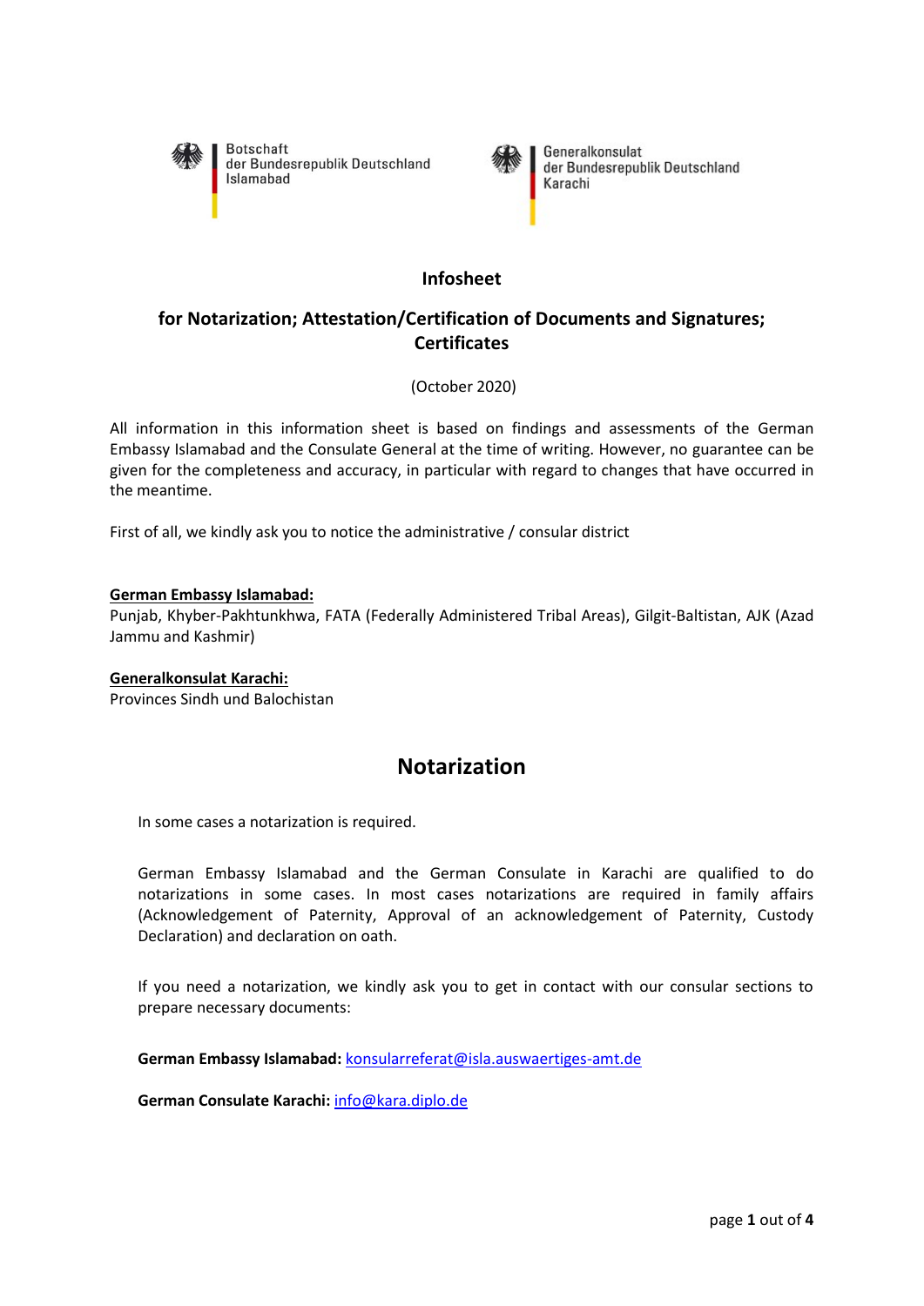Botschaft
der Bundesrepublik Deutschland
Islamabad

Generalkonsulat
der Bundesrepublik Deutschland
Karachi

# Infosheet

## for Notarization; Attestation/Certification of Documents and Signatures; Certificates

(October 2020)

All information in this information sheet is based on findings and assessments of the German Embassy Islamabad and the Consulate General at the time of writing. However, no guarantee can be given for the completeness and accuracy, in particular with regard to changes that have occurred in the meantime.

First of all, we kindly ask you to notice the administrative / consular district

**German Embassy Islamabad:**
Punjab, Khyber-Pakhtunkhwa, FATA (Federally Administered Tribal Areas), Gilgit-Baltistan, AJK (Azad Jammu and Kashmir)

**Generalkonsulat Karachi:**
Provinces Sindh und Balochistan

# Notarization

In some cases a notarization is required.

German Embassy Islamabad and the German Consulate in Karachi are qualified to do notarizations in some cases. In most cases notarizations are required in family affairs (Acknowledgement of Paternity, Approval of an acknowledgement of Paternity, Custody Declaration) and declaration on oath.

If you need a notarization, we kindly ask you to get in contact with our consular sections to prepare necessary documents:

**German Embassy Islamabad:** konsularreferat@isla.auswaertiges-amt.de

**German Consulate Karachi:** info@kara.diplo.de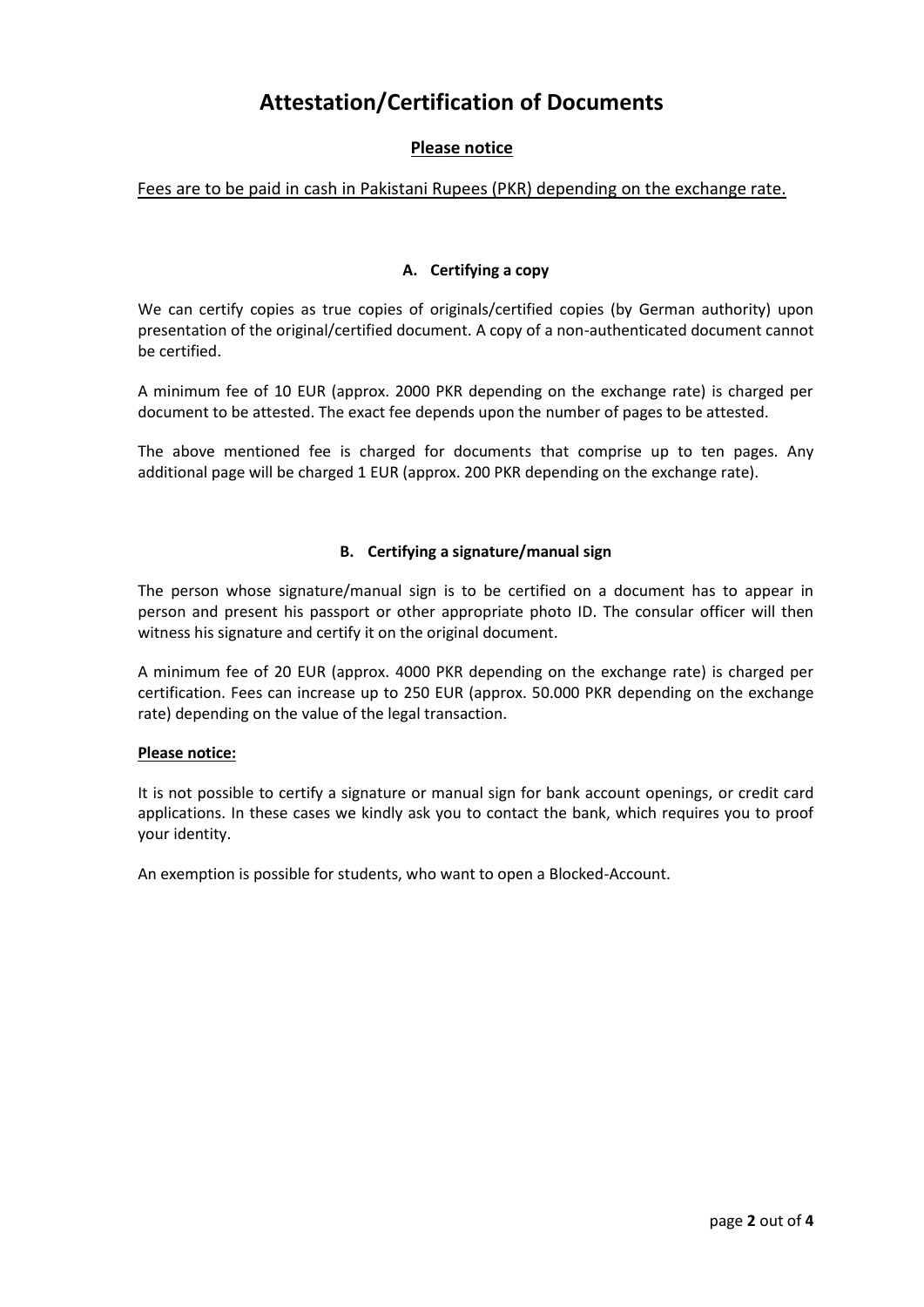# Attestation/Certification of Documents

## Please notice

Fees are to be paid in cash in Pakistani Rupees (PKR) depending on the exchange rate.

### A. Certifying a copy

We can certify copies as true copies of originals/certified copies (by German authority) upon presentation of the original/certified document. A copy of a non-authenticated document cannot be certified.

A minimum fee of 10 EUR (approx. 2000 PKR depending on the exchange rate) is charged per document to be attested. The exact fee depends upon the number of pages to be attested.

The above mentioned fee is charged for documents that comprise up to ten pages. Any additional page will be charged 1 EUR (approx. 200 PKR depending on the exchange rate).

### B. Certifying a signature/manual sign

The person whose signature/manual sign is to be certified on a document has to appear in person and present his passport or other appropriate photo ID. The consular officer will then witness his signature and certify it on the original document.

A minimum fee of 20 EUR (approx. 4000 PKR depending on the exchange rate) is charged per certification. Fees can increase up to 250 EUR (approx. 50.000 PKR depending on the exchange rate) depending on the value of the legal transaction.

**Please notice:**

It is not possible to certify a signature or manual sign for bank account openings, or credit card applications. In these cases we kindly ask you to contact the bank, which requires you to proof your identity.

An exemption is possible for students, who want to open a Blocked-Account.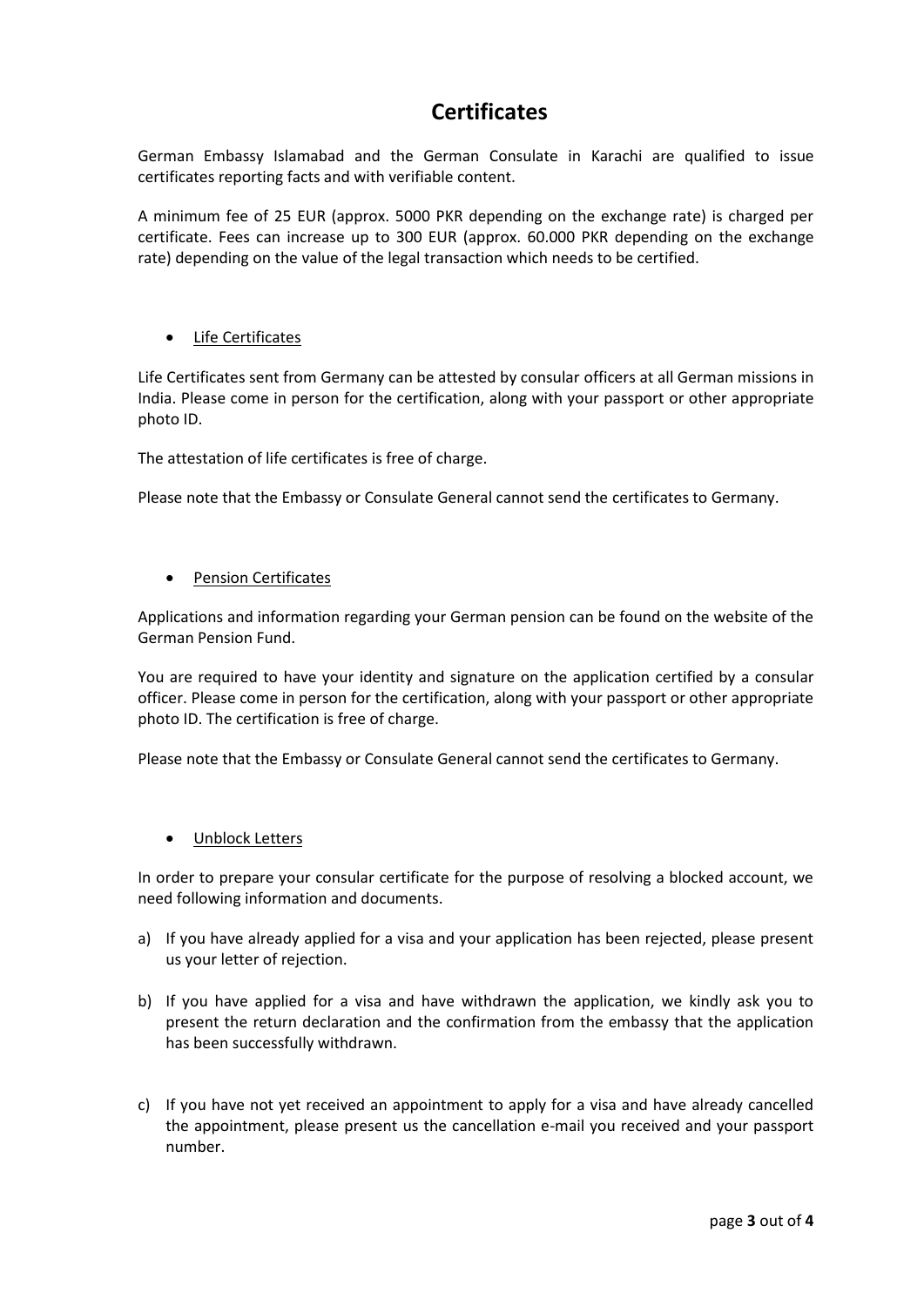# Certificates

German Embassy Islamabad and the German Consulate in Karachi are qualified to issue certificates reporting facts and with verifiable content.

A minimum fee of 25 EUR (approx. 5000 PKR depending on the exchange rate) is charged per certificate. Fees can increase up to 300 EUR (approx. 60.000 PKR depending on the exchange rate) depending on the value of the legal transaction which needs to be certified.

- Life Certificates

Life Certificates sent from Germany can be attested by consular officers at all German missions in India. Please come in person for the certification, along with your passport or other appropriate photo ID.

The attestation of life certificates is free of charge.

Please note that the Embassy or Consulate General cannot send the certificates to Germany.

- Pension Certificates

Applications and information regarding your German pension can be found on the website of the German Pension Fund.

You are required to have your identity and signature on the application certified by a consular officer. Please come in person for the certification, along with your passport or other appropriate photo ID. The certification is free of charge.

Please note that the Embassy or Consulate General cannot send the certificates to Germany.

- Unblock Letters

In order to prepare your consular certificate for the purpose of resolving a blocked account, we need following information and documents.

a) If you have already applied for a visa and your application has been rejected, please present us your letter of rejection.

b) If you have applied for a visa and have withdrawn the application, we kindly ask you to present the return declaration and the confirmation from the embassy that the application has been successfully withdrawn.

c) If you have not yet received an appointment to apply for a visa and have already cancelled the appointment, please present us the cancellation e-mail you received and your passport number.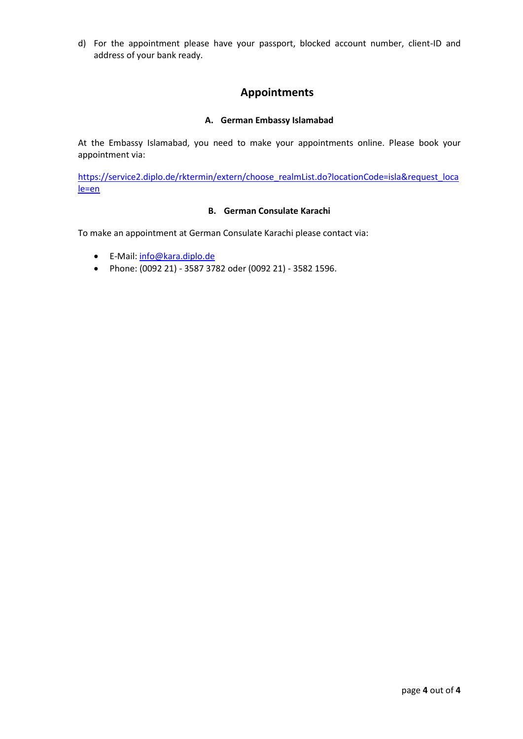d) For the appointment please have your passport, blocked account number, client-ID and address of your bank ready.

## Appointments

### A. German Embassy Islamabad

At the Embassy Islamabad, you need to make your appointments online. Please book your appointment via:

https://service2.diplo.de/rktermin/extern/choose_realmList.do?locationCode=isla&request_locale=en

### B. German Consulate Karachi

To make an appointment at German Consulate Karachi please contact via:

- E-Mail: info@kara.diplo.de
- Phone: (0092 21) - 3587 3782 oder (0092 21) - 3582 1596.